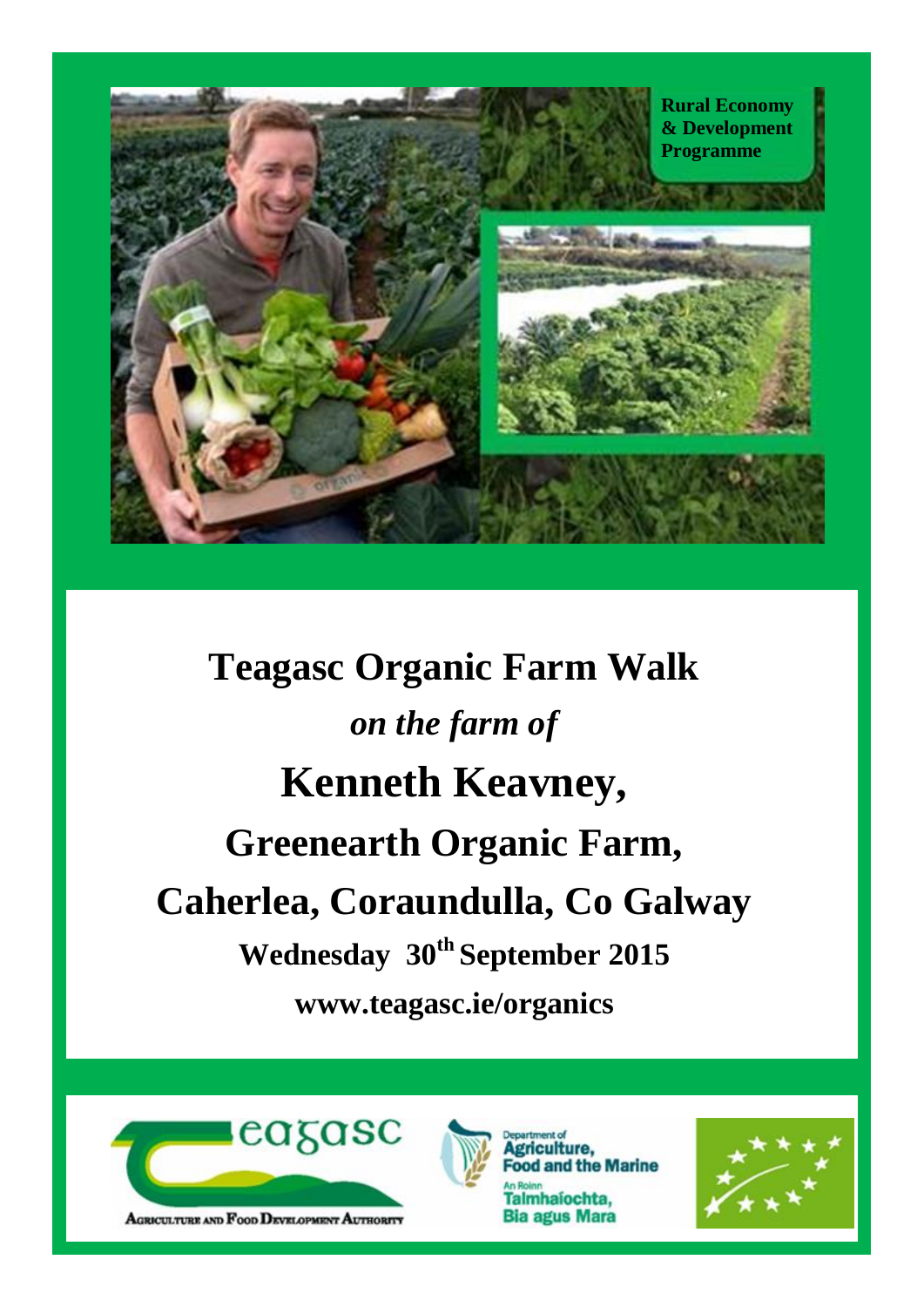Rural Economy & Development Programme

# Teagasc Organic Farm Walk

*on the farm of*

## Kenneth Keavney,

## Greenearth Organic Farm,

## Caherlea, Coraundulla, Co Galway

**Wednesday 30th September 2015**

**www.teagasc.ie/organics**

Teagasc — Agriculture and Food Development Authority

Department of Agriculture, Food and the Marine — An Roinn Talmhaíochta, Bia agus Mara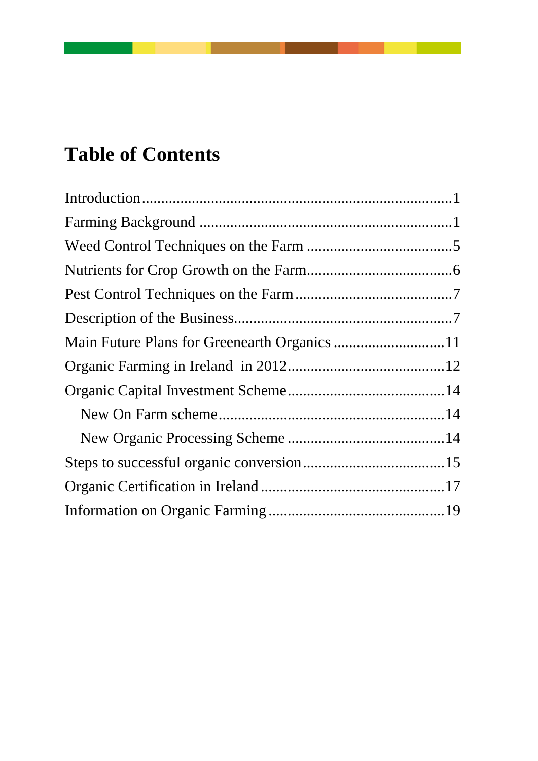# Table of Contents

Introduction .................................................................. 1
Farming Background .................................................................. 1
Weed Control Techniques on the Farm ...................................... 5
Nutrients for Crop Growth on the Farm ...................................... 6
Pest Control Techniques on the Farm ......................................... 7
Description of the Business ........................................................ 7
Main Future Plans for Greenearth Organics .............................. 11
Organic Farming in Ireland in 2012 .......................................... 12
Organic Capital Investment Scheme .......................................... 14
    New On Farm scheme .......................................................... 14
    New Organic Processing Scheme .......................................... 14
Steps to successful organic conversion ..................................... 15
Organic Certification in Ireland ................................................ 17
Information on Organic Farming ............................................... 19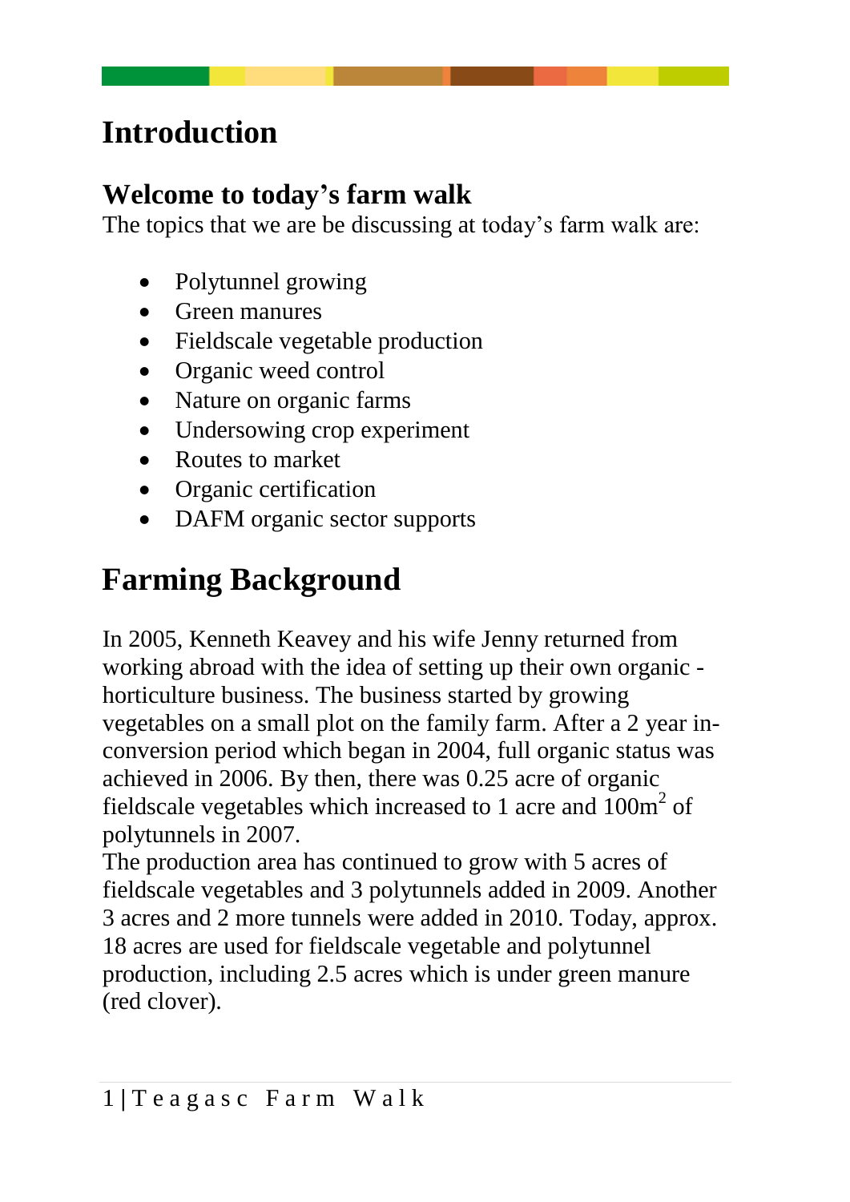# Introduction

## Welcome to today's farm walk

The topics that we are be discussing at today's farm walk are:

- Polytunnel growing
- Green manures
- Fieldscale vegetable production
- Organic weed control
- Nature on organic farms
- Undersowing crop experiment
- Routes to market
- Organic certification
- DAFM organic sector supports

# Farming Background

In 2005, Kenneth Keavey and his wife Jenny returned from working abroad with the idea of setting up their own organic - horticulture business. The business started by growing vegetables on a small plot on the family farm. After a 2 year in-conversion period which began in 2004, full organic status was achieved in 2006. By then, there was 0.25 acre of organic fieldscale vegetables which increased to 1 acre and 100m$^2$ of polytunnels in 2007.

The production area has continued to grow with 5 acres of fieldscale vegetables and 3 polytunnels added in 2009. Another 3 acres and 2 more tunnels were added in 2010. Today, approx. 18 acres are used for fieldscale vegetable and polytunnel production, including 2.5 acres which is under green manure (red clover).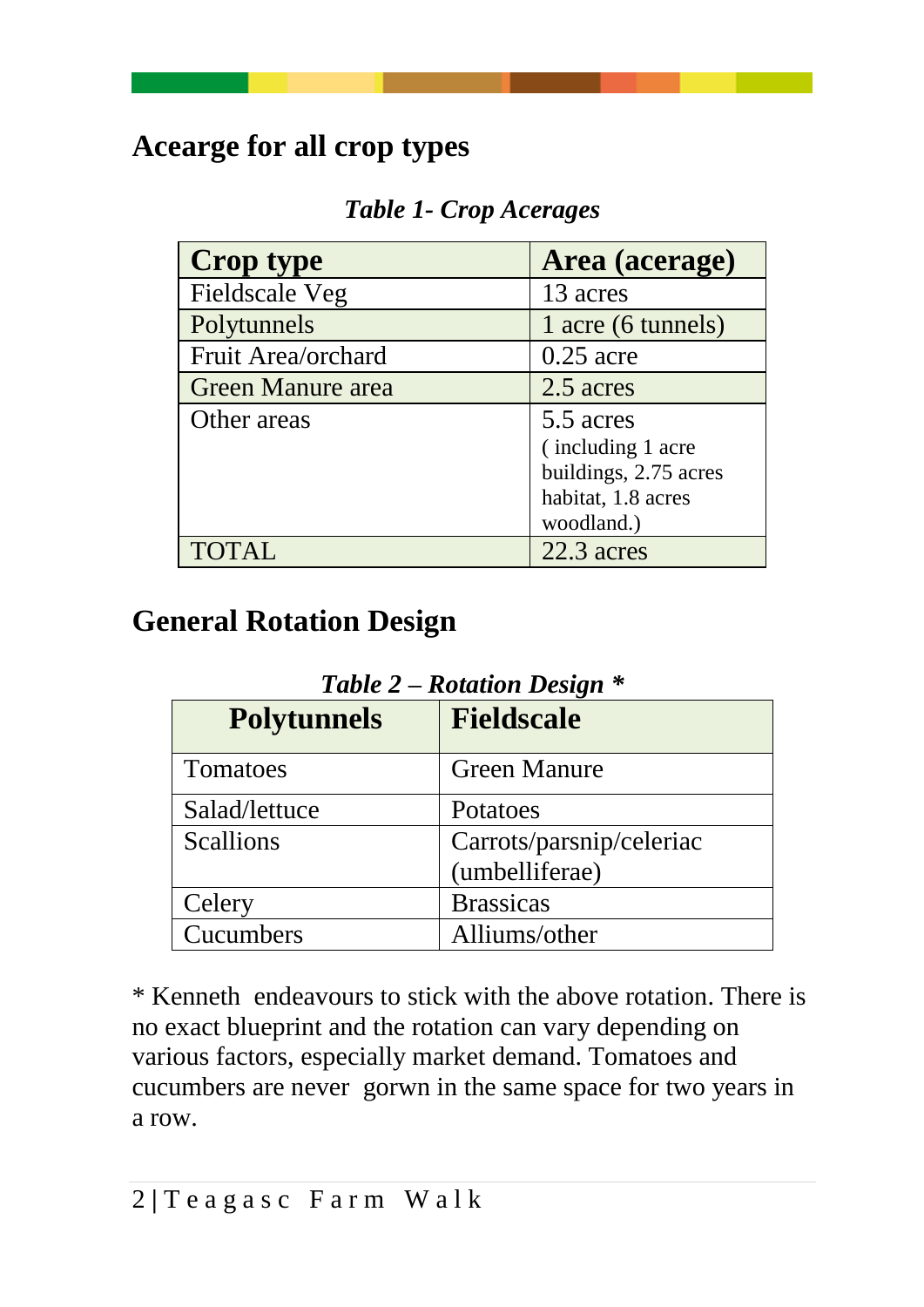## Acearge for all crop types

*Table 1- Crop Acerages*

| Crop type | Area (acerage) |
|---|---|
| Fieldscale Veg | 13 acres |
| Polytunnels | 1 acre (6 tunnels) |
| Fruit Area/orchard | 0.25 acre |
| Green Manure area | 2.5 acres |
| Other areas | 5.5 acres ( including 1 acre buildings, 2.75 acres habitat, 1.8 acres woodland.) |
| TOTAL | 22.3 acres |

## General Rotation Design

*Table 2 – Rotation Design **

| Polytunnels | Fieldscale |
|---|---|
| Tomatoes | Green Manure |
| Salad/lettuce | Potatoes |
| Scallions | Carrots/parsnip/celeriac (umbelliferae) |
| Celery | Brassicas |
| Cucumbers | Alliums/other |

* Kenneth endeavours to stick with the above rotation. There is no exact blueprint and the rotation can vary depending on various factors, especially market demand. Tomatoes and cucumbers are never gorwn in the same space for two years in a row.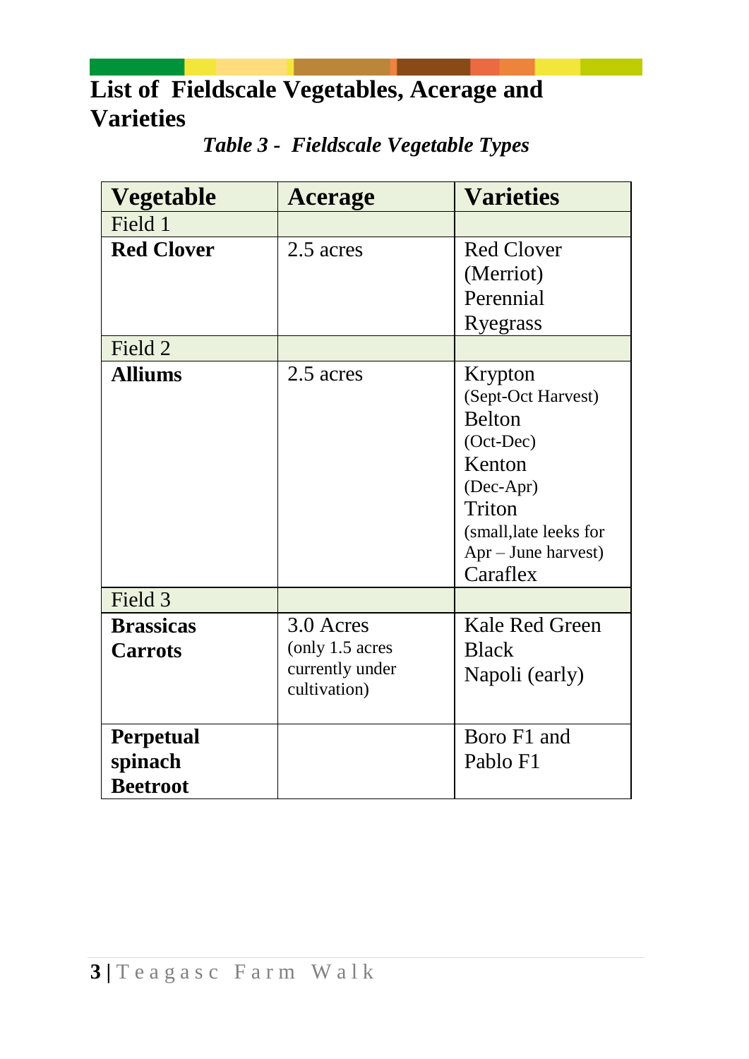# List of Fieldscale Vegetables, Acerage and Varieties

*Table 3 - Fieldscale Vegetable Types*

| Vegetable | Acerage | Varieties |
|---|---|---|
| Field 1 | | |
| **Red Clover** | 2.5 acres | Red Clover (Merriot) Perennial Ryegrass |
| Field 2 | | |
| **Alliums** | 2.5 acres | Krypton (Sept-Oct Harvest) Belton (Oct-Dec) Kenton (Dec-Apr) Triton (small,late leeks for Apr – June harvest) Caraflex |
| Field 3 | | |
| **Brassicas Carrots** | 3.0 Acres (only 1.5 acres currently under cultivation) | Kale Red Green Black Napoli (early) |
| **Perpetual spinach Beetroot** | | Boro F1 and Pablo F1 |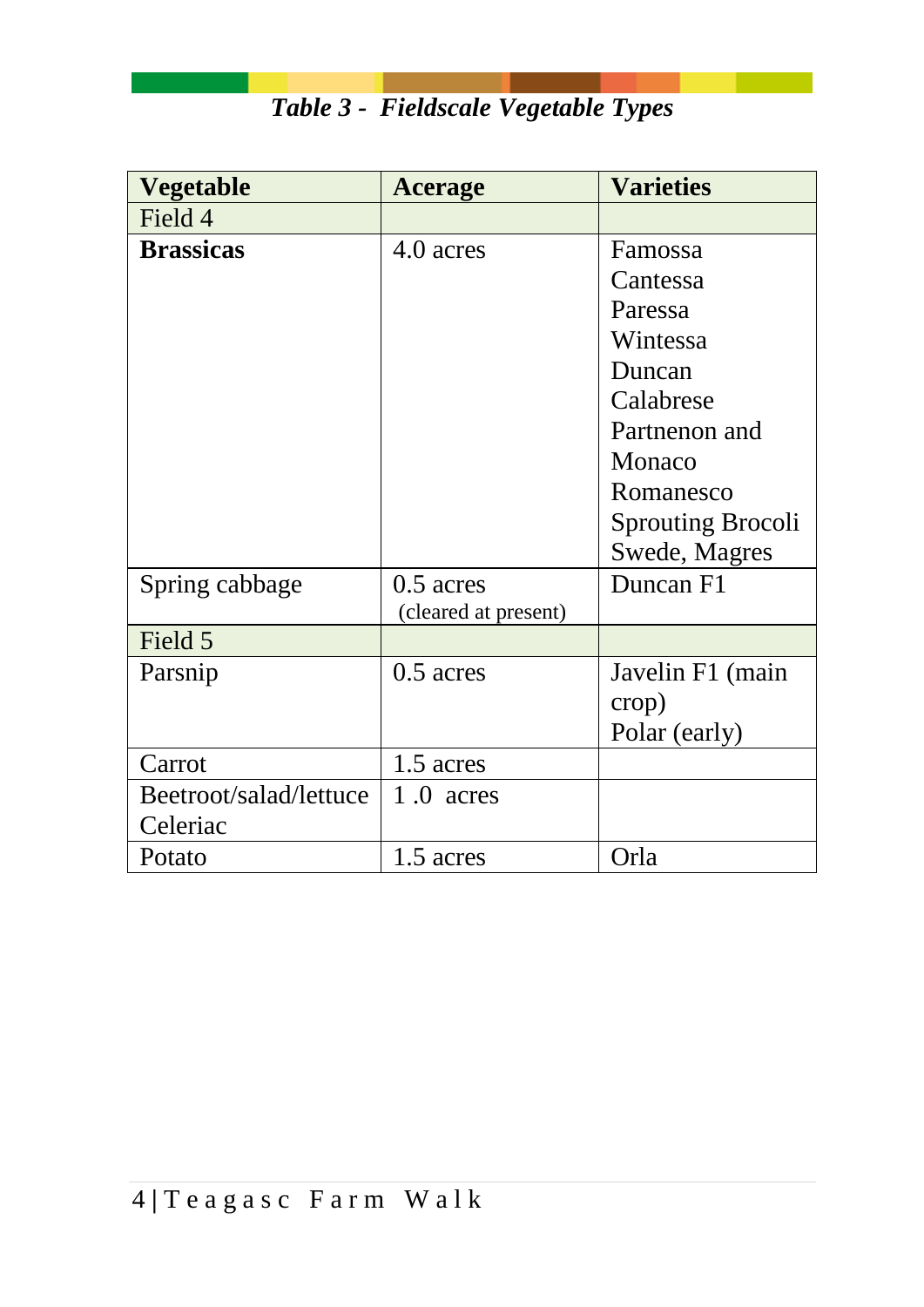*Table 3 - Fieldscale Vegetable Types*

| Vegetable | Acerage | Varieties |
|---|---|---|
| Field 4 | | |
| **Brassicas** | 4.0 acres | Famossa Cantessa Paressa Wintessa Duncan Calabrese Partnenon and Monaco Romanesco Sprouting Brocoli Swede, Magres |
| Spring cabbage | 0.5 acres (cleared at present) | Duncan F1 |
| Field 5 | | |
| Parsnip | 0.5 acres | Javelin F1 (main crop) Polar (early) |
| Carrot | 1.5 acres | |
| Beetroot/salad/lettuce Celeriac | 1 .0 acres | |
| Potato | 1.5 acres | Orla |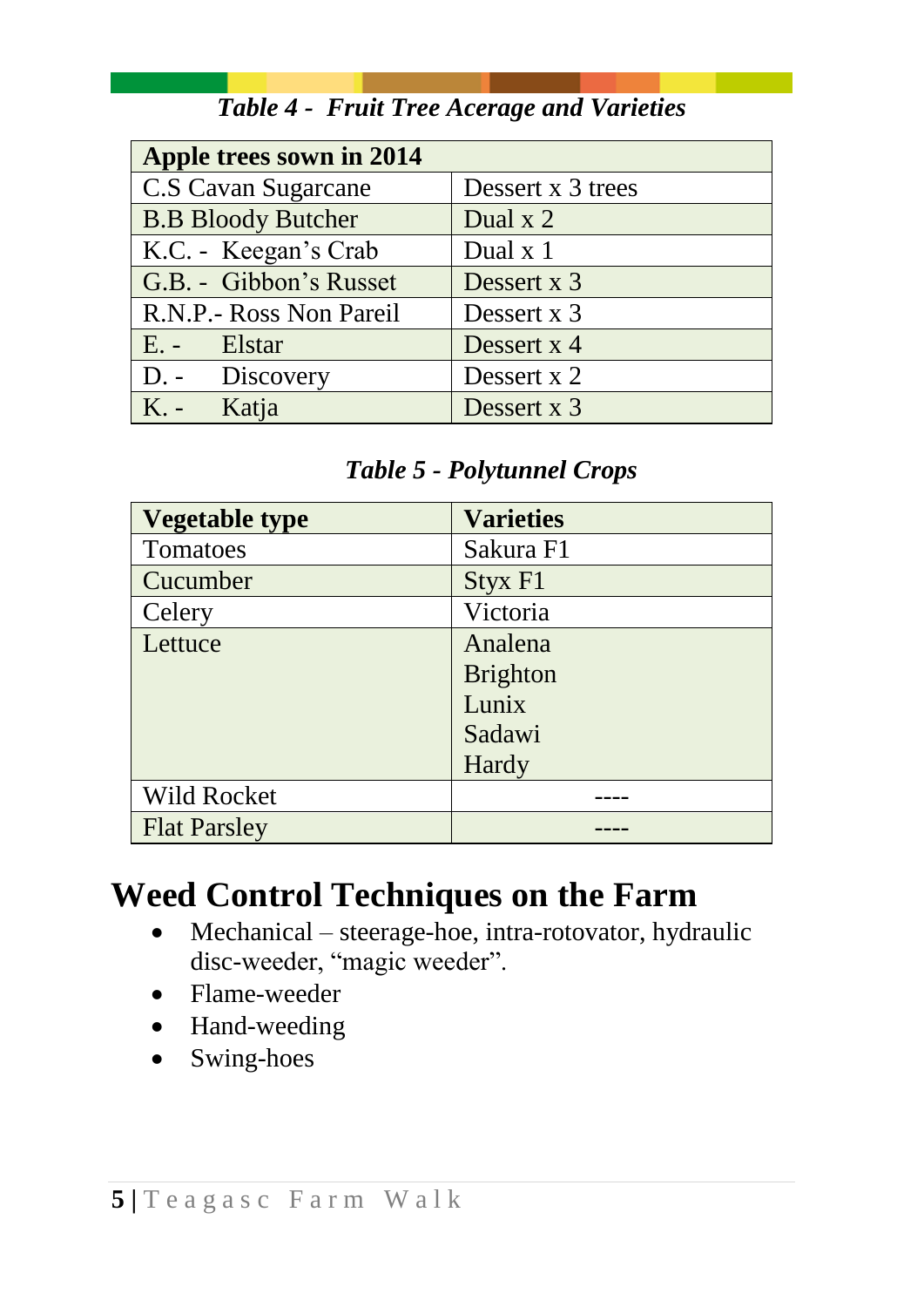***Table 4 - Fruit Tree Acerage and Varieties***

| **Apple trees sown in 2014** | |
|---|---|
| C.S Cavan Sugarcane | Dessert x 3 trees |
| B.B Bloody Butcher | Dual x 2 |
| K.C. - Keegan's Crab | Dual x 1 |
| G.B. - Gibbon's Russet | Dessert x 3 |
| R.N.P.- Ross Non Pareil | Dessert x 3 |
| E. - Elstar | Dessert x 4 |
| D. - Discovery | Dessert x 2 |
| K. - Katja | Dessert x 3 |

***Table 5 - Polytunnel Crops***

| **Vegetable type** | **Varieties** |
|---|---|
| Tomatoes | Sakura F1 |
| Cucumber | Styx F1 |
| Celery | Victoria |
| Lettuce | Analena<br>Brighton<br>Lunix<br>Sadawi<br>Hardy |
| Wild Rocket | ---- |
| Flat Parsley | ---- |

# Weed Control Techniques on the Farm

- Mechanical – steerage-hoe, intra-rotovator, hydraulic disc-weeder, "magic weeder".
- Flame-weeder
- Hand-weeding
- Swing-hoes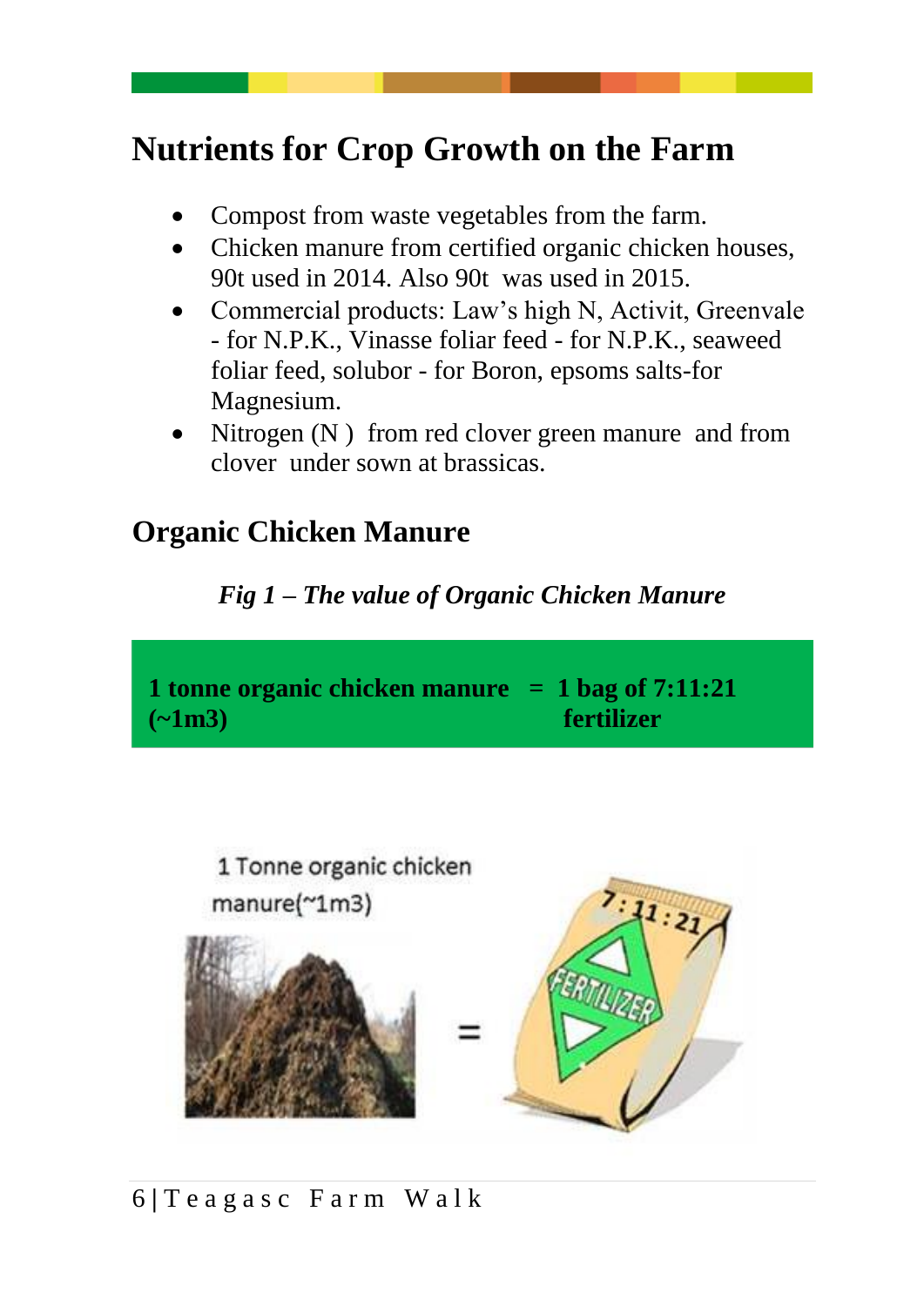# Nutrients for Crop Growth on the Farm

- Compost from waste vegetables from the farm.
- Chicken manure from certified organic chicken houses, 90t used in 2014. Also 90t was used in 2015.
- Commercial products: Law's high N, Activit, Greenvale - for N.P.K., Vinasse foliar feed - for N.P.K., seaweed foliar feed, solubor - for Boron, epsoms salts-for Magnesium.
- Nitrogen (N ) from red clover green manure and from clover under sown at brassicas.

## Organic Chicken Manure

*Fig 1 – The value of Organic Chicken Manure*

| **1 tonne organic chicken manure (~1m3)** | **=** | **1 bag of 7:11:21 fertilizer** |
|---|---|---|

1 Tonne organic chicken manure(~1m3) = 7:11:21 FERTILIZER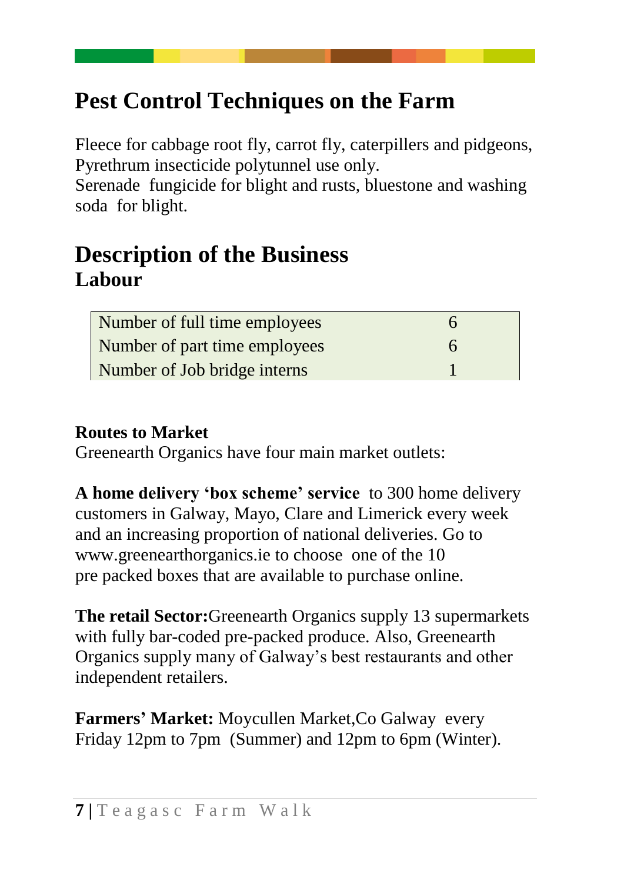# Pest Control Techniques on the Farm

Fleece for cabbage root fly, carrot fly, caterpillers and pidgeons, Pyrethrum insecticide polytunnel use only.
Serenade fungicide for blight and rusts, bluestone and washing soda for blight.

# Description of the Business

## Labour

| | |
|---|---|
| Number of full time employees | 6 |
| Number of part time employees | 6 |
| Number of Job bridge interns | 1 |

**Routes to Market**

Greenearth Organics have four main market outlets:

**A home delivery 'box scheme' service** to 300 home delivery customers in Galway, Mayo, Clare and Limerick every week and an increasing proportion of national deliveries. Go to www.greenearthorganics.ie to choose one of the 10 pre packed boxes that are available to purchase online.

**The retail Sector:**Greenearth Organics supply 13 supermarkets with fully bar-coded pre-packed produce. Also, Greenearth Organics supply many of Galway's best restaurants and other independent retailers.

**Farmers' Market:** Moycullen Market,Co Galway every Friday 12pm to 7pm (Summer) and 12pm to 6pm (Winter).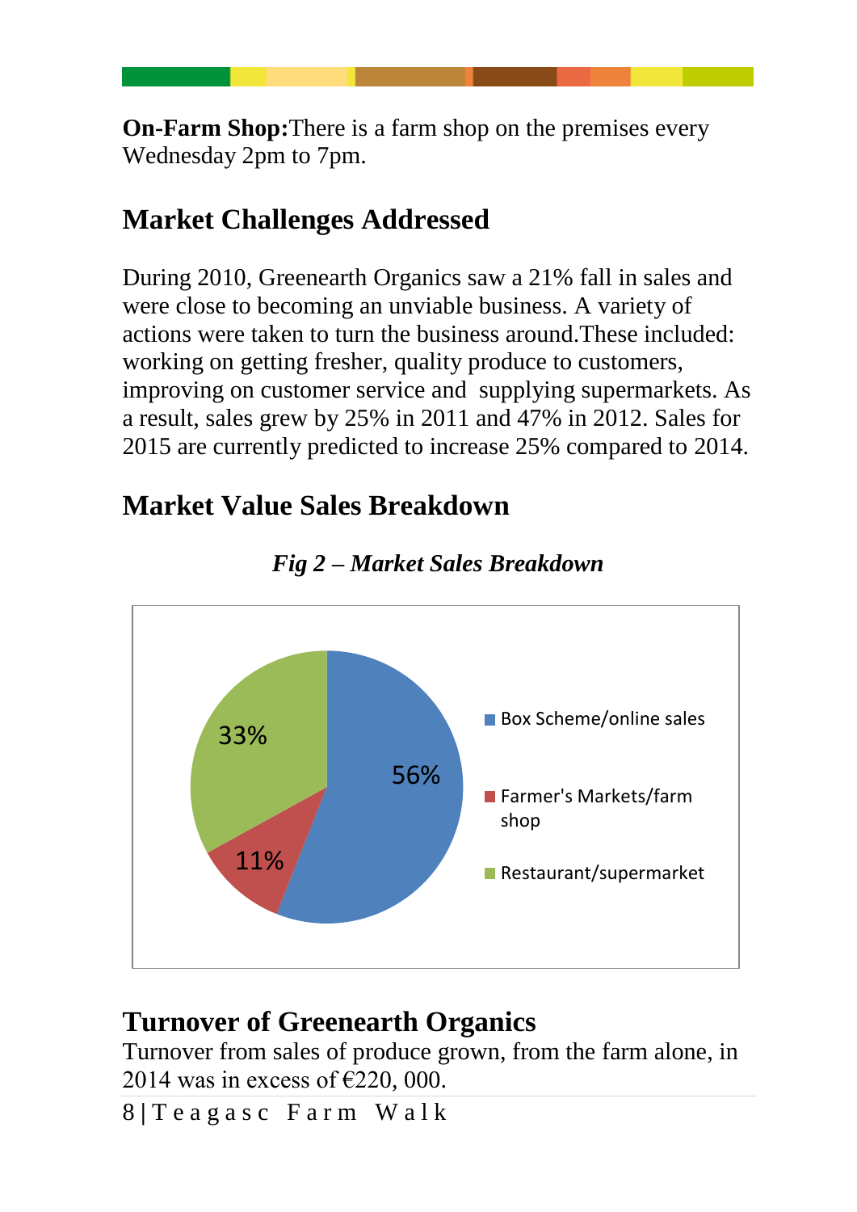**On-Farm Shop:** There is a farm shop on the premises every Wednesday 2pm to 7pm.

## Market Challenges Addressed

During 2010, Greenearth Organics saw a 21% fall in sales and were close to becoming an unviable business. A variety of actions were taken to turn the business around. These included: working on getting fresher, quality produce to customers, improving on customer service and supplying supermarkets. As a result, sales grew by 25% in 2011 and 47% in 2012. Sales for 2015 are currently predicted to increase 25% compared to 2014.

## Market Value Sales Breakdown

*Fig 2 – Market Sales Breakdown*

| Category | Share |
|---|---|
| Box Scheme/online sales | 56% |
| Farmer's Markets/farm shop | 11% |
| Restaurant/supermarket | 33% |

## Turnover of Greenearth Organics

Turnover from sales of produce grown, from the farm alone, in 2014 was in excess of €220, 000.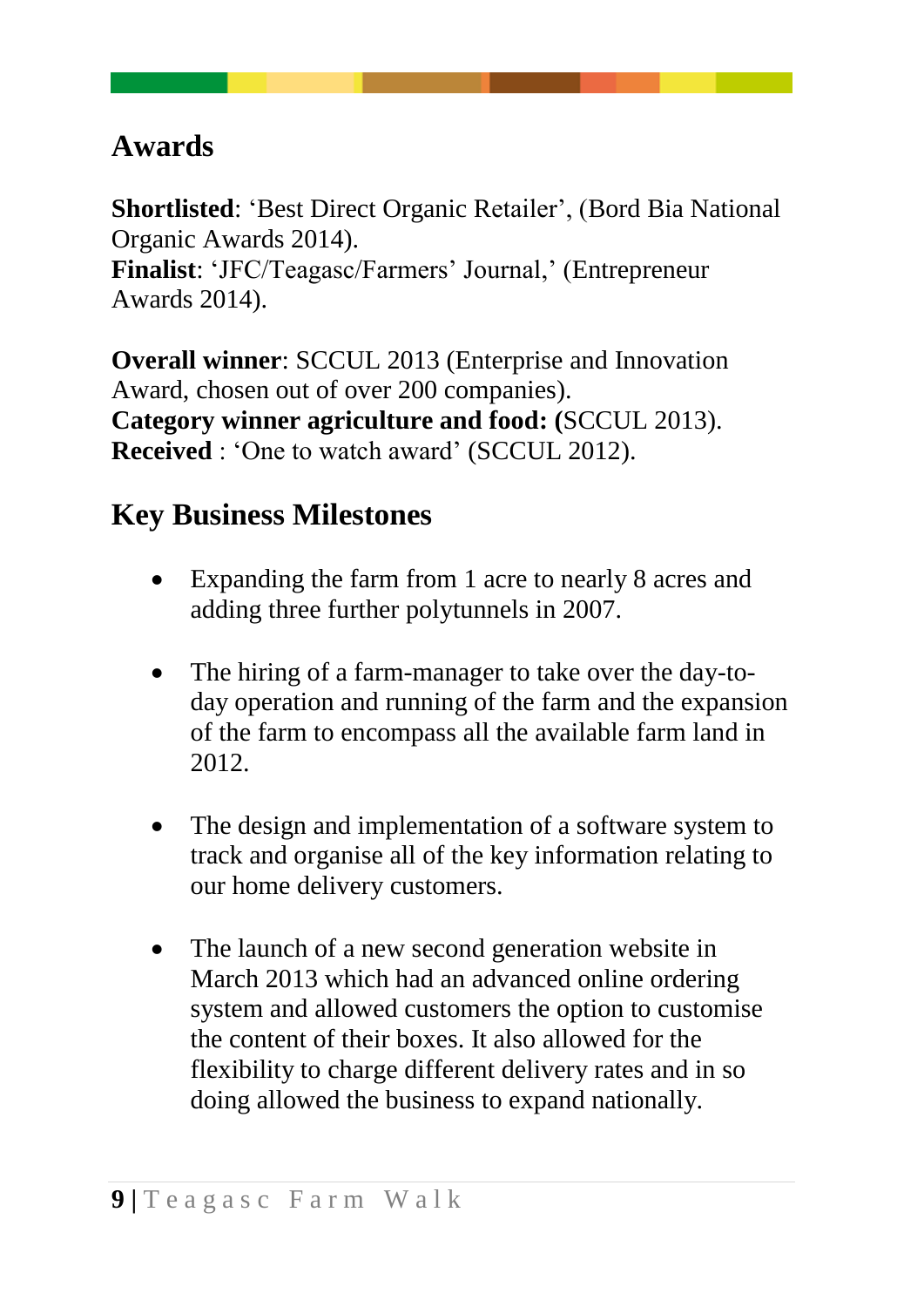## Awards

**Shortlisted**: 'Best Direct Organic Retailer', (Bord Bia National Organic Awards 2014).
**Finalist**: 'JFC/Teagasc/Farmers' Journal,' (Entrepreneur Awards 2014).

**Overall winner**: SCCUL 2013 (Enterprise and Innovation Award, chosen out of over 200 companies).
**Category winner agriculture and food: (**SCCUL 2013).
**Received** : 'One to watch award' (SCCUL 2012).

## Key Business Milestones

- Expanding the farm from 1 acre to nearly 8 acres and adding three further polytunnels in 2007.

- The hiring of a farm-manager to take over the day-to-day operation and running of the farm and the expansion of the farm to encompass all the available farm land in 2012.

- The design and implementation of a software system to track and organise all of the key information relating to our home delivery customers.

- The launch of a new second generation website in March 2013 which had an advanced online ordering system and allowed customers the option to customise the content of their boxes. It also allowed for the flexibility to charge different delivery rates and in so doing allowed the business to expand nationally.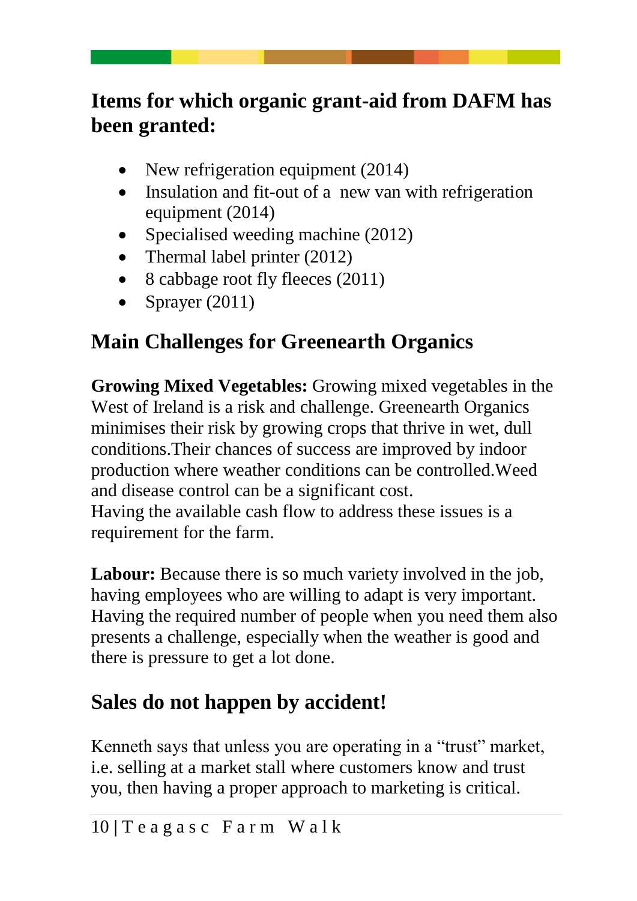## Items for which organic grant-aid from DAFM has been granted:

- New refrigeration equipment (2014)
- Insulation and fit-out of a new van with refrigeration equipment (2014)
- Specialised weeding machine (2012)
- Thermal label printer (2012)
- 8 cabbage root fly fleeces (2011)
- Sprayer (2011)

## Main Challenges for Greenearth Organics

**Growing Mixed Vegetables:** Growing mixed vegetables in the West of Ireland is a risk and challenge. Greenearth Organics minimises their risk by growing crops that thrive in wet, dull conditions.Their chances of success are improved by indoor production where weather conditions can be controlled.Weed and disease control can be a significant cost.
Having the available cash flow to address these issues is a requirement for the farm.

**Labour:** Because there is so much variety involved in the job, having employees who are willing to adapt is very important. Having the required number of people when you need them also presents a challenge, especially when the weather is good and there is pressure to get a lot done.

## Sales do not happen by accident!

Kenneth says that unless you are operating in a "trust" market, i.e. selling at a market stall where customers know and trust you, then having a proper approach to marketing is critical.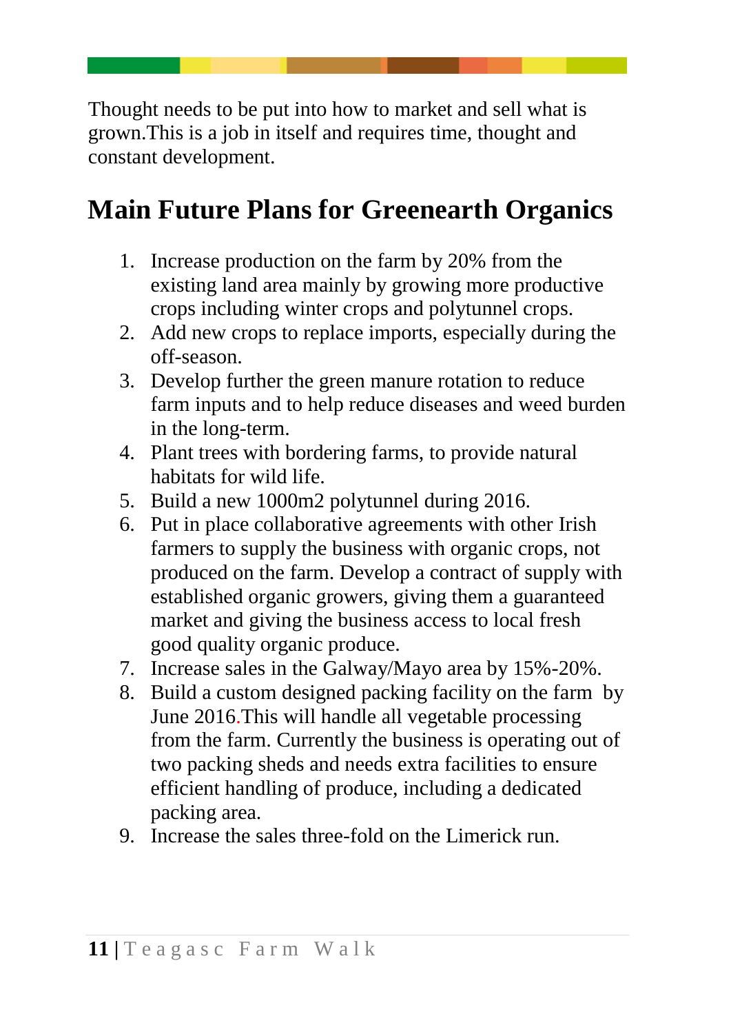Thought needs to be put into how to market and sell what is grown.This is a job in itself and requires time, thought and constant development.

## Main Future Plans for Greenearth Organics

1. Increase production on the farm by 20% from the existing land area mainly by growing more productive crops including winter crops and polytunnel crops.
2. Add new crops to replace imports, especially during the off-season.
3. Develop further the green manure rotation to reduce farm inputs and to help reduce diseases and weed burden in the long-term.
4. Plant trees with bordering farms, to provide natural habitats for wild life.
5. Build a new 1000m2 polytunnel during 2016.
6. Put in place collaborative agreements with other Irish farmers to supply the business with organic crops, not produced on the farm. Develop a contract of supply with established organic growers, giving them a guaranteed market and giving the business access to local fresh good quality organic produce.
7. Increase sales in the Galway/Mayo area by 15%-20%.
8. Build a custom designed packing facility on the farm by June 2016.This will handle all vegetable processing from the farm. Currently the business is operating out of two packing sheds and needs extra facilities to ensure efficient handling of produce, including a dedicated packing area.
9. Increase the sales three-fold on the Limerick run.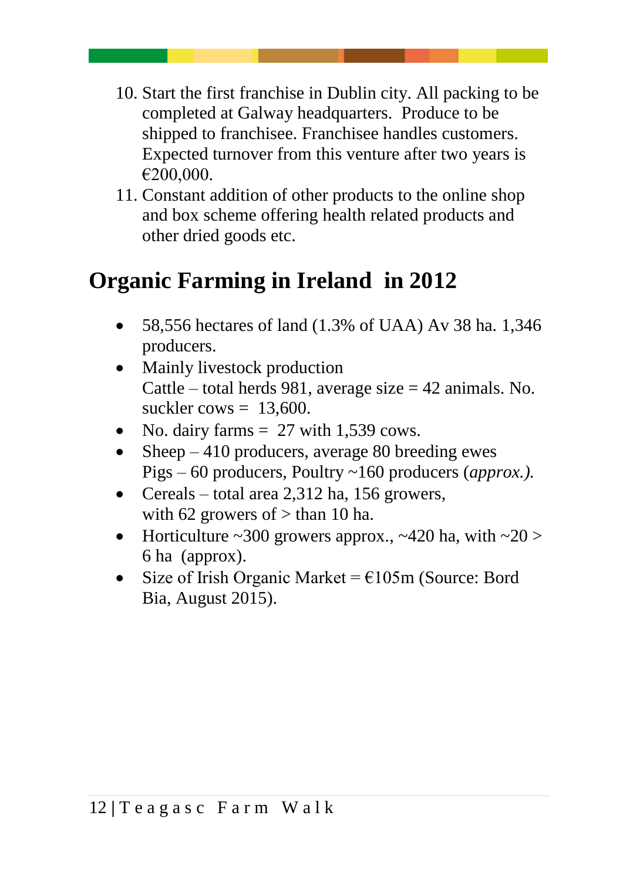10. Start the first franchise in Dublin city. All packing to be completed at Galway headquarters. Produce to be shipped to franchisee. Franchisee handles customers. Expected turnover from this venture after two years is €200,000.
11. Constant addition of other products to the online shop and box scheme offering health related products and other dried goods etc.

## Organic Farming in Ireland in 2012

- 58,556 hectares of land (1.3% of UAA) Av 38 ha. 1,346 producers.
- Mainly livestock production
  Cattle – total herds 981, average size = 42 animals. No. suckler cows = 13,600.
- No. dairy farms = 27 with 1,539 cows.
- Sheep – 410 producers, average 80 breeding ewes
  Pigs – 60 producers, Poultry ~160 producers (*approx.).*
- Cereals – total area 2,312 ha, 156 growers,
  with 62 growers of > than 10 ha.
- Horticulture ~300 growers approx., ~420 ha, with ~20 > 6 ha (approx).
- Size of Irish Organic Market = €105m (Source: Bord Bia, August 2015).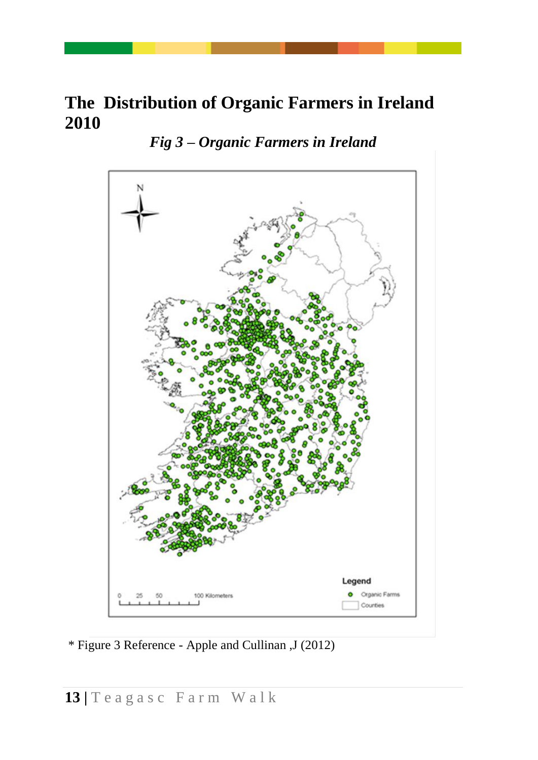# The Distribution of Organic Farmers in Ireland 2010

*Fig 3 – Organic Farmers in Ireland*

\* Figure 3 Reference - Apple and Cullinan ,J (2012)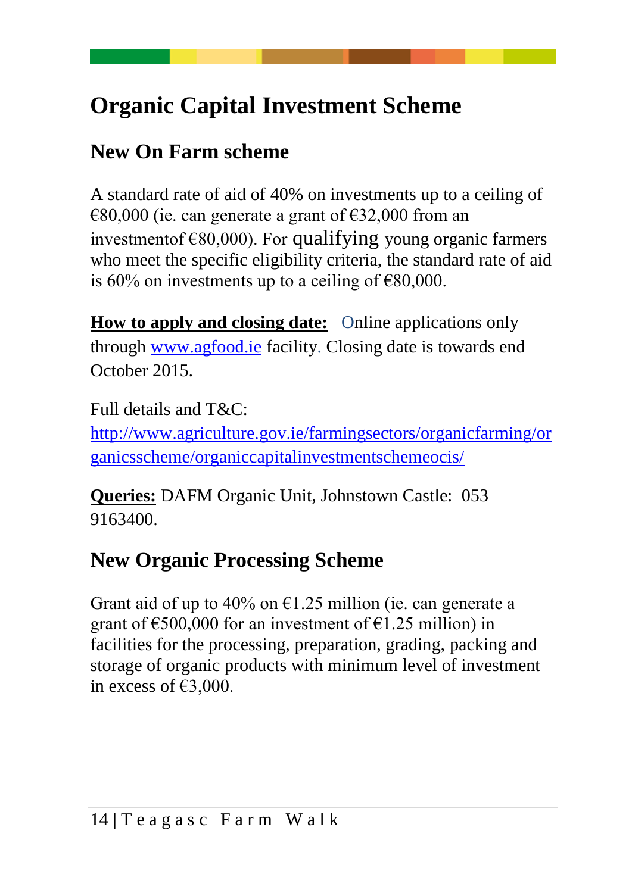# Organic Capital Investment Scheme

## New On Farm scheme

A standard rate of aid of 40% on investments up to a ceiling of €80,000 (ie. can generate a grant of €32,000 from an investmentof €80,000). For qualifying young organic farmers who meet the specific eligibility criteria, the standard rate of aid is 60% on investments up to a ceiling of €80,000.

**How to apply and closing date:** Online applications only through www.agfood.ie facility. Closing date is towards end October 2015.

Full details and T&C:
http://www.agriculture.gov.ie/farmingsectors/organicfarming/organicsscheme/organiccapitalinvestmentschemeocis/

**Queries:** DAFM Organic Unit, Johnstown Castle: 053 9163400.

## New Organic Processing Scheme

Grant aid of up to 40% on €1.25 million (ie. can generate a grant of €500,000 for an investment of €1.25 million) in facilities for the processing, preparation, grading, packing and storage of organic products with minimum level of investment in excess of €3,000.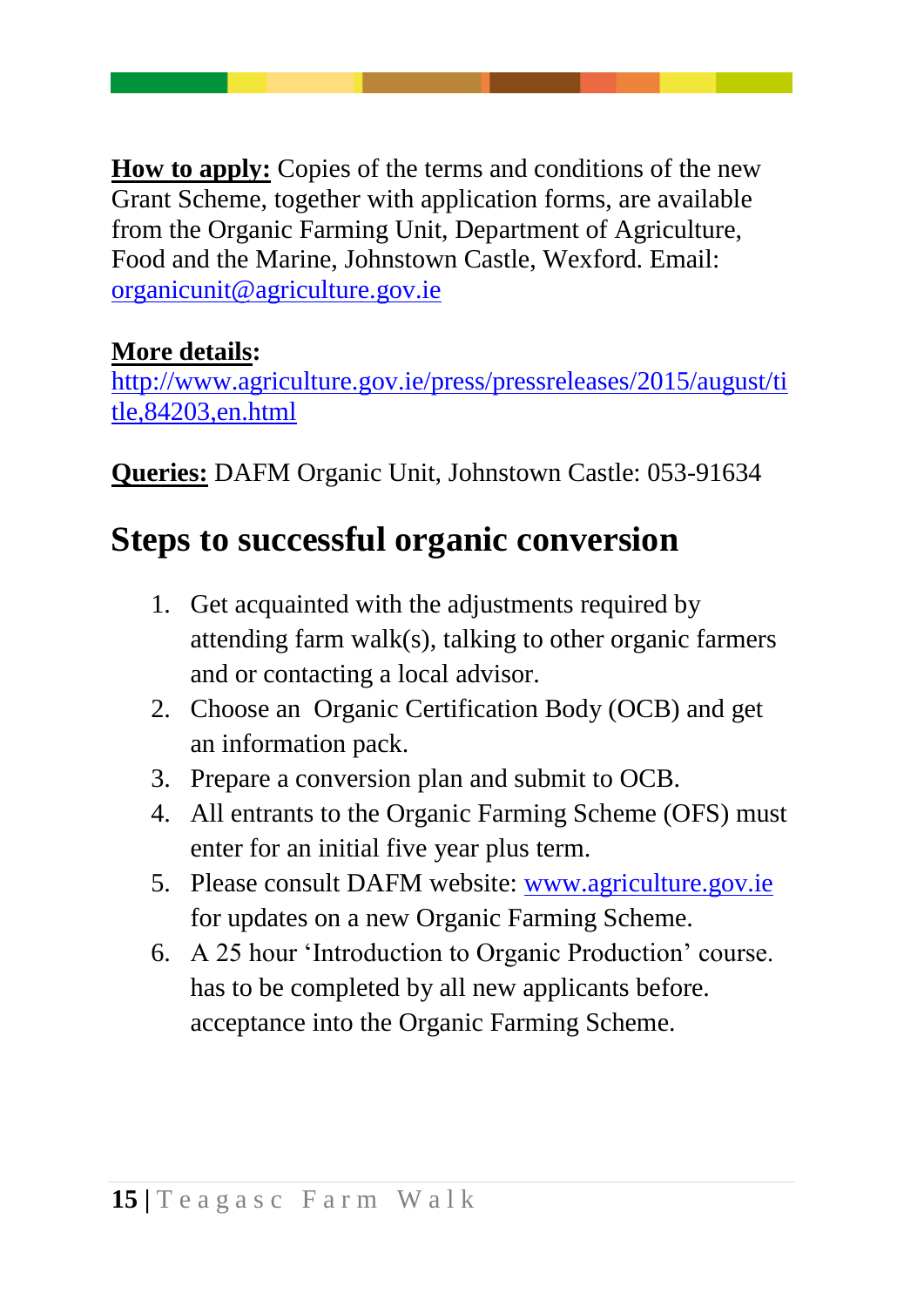**How to apply:** Copies of the terms and conditions of the new Grant Scheme, together with application forms, are available from the Organic Farming Unit, Department of Agriculture, Food and the Marine, Johnstown Castle, Wexford. Email: organicunit@agriculture.gov.ie

**More details:**
http://www.agriculture.gov.ie/press/pressreleases/2015/august/title,84203,en.html

**Queries:** DAFM Organic Unit, Johnstown Castle: 053-91634

## Steps to successful organic conversion

1. Get acquainted with the adjustments required by attending farm walk(s), talking to other organic farmers and or contacting a local advisor.
2. Choose an Organic Certification Body (OCB) and get an information pack.
3. Prepare a conversion plan and submit to OCB.
4. All entrants to the Organic Farming Scheme (OFS) must enter for an initial five year plus term.
5. Please consult DAFM website: www.agriculture.gov.ie for updates on a new Organic Farming Scheme.
6. A 25 hour 'Introduction to Organic Production' course. has to be completed by all new applicants before. acceptance into the Organic Farming Scheme.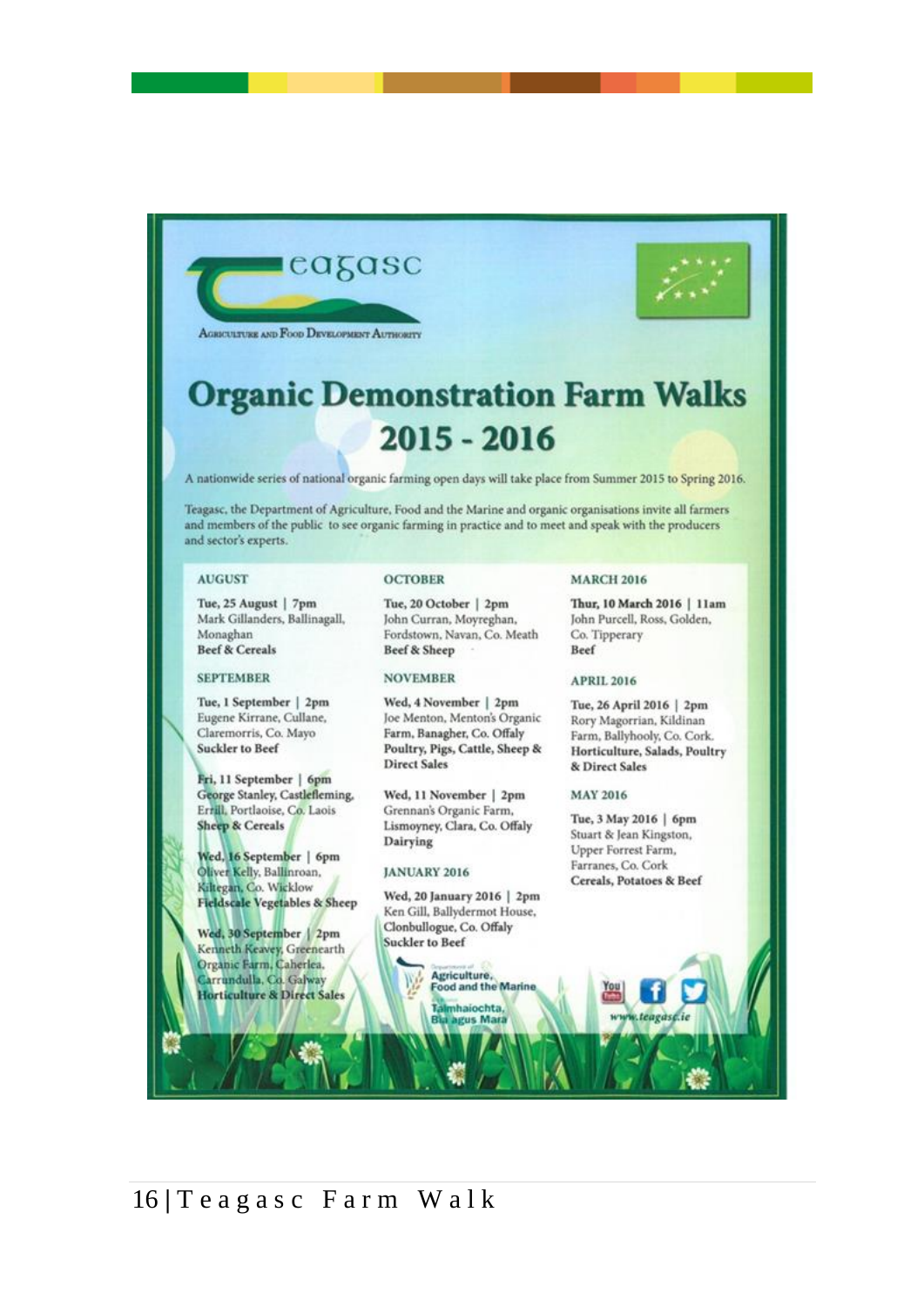Teagasc

Agriculture and Food Development Authority

# Organic Demonstration Farm Walks 2015 - 2016

A nationwide series of national organic farming open days will take place from Summer 2015 to Spring 2016.

Teagasc, the Department of Agriculture, Food and the Marine and organic organisations invite all farmers and members of the public to see organic farming in practice and to meet and speak with the producers and sector's experts.

### AUGUST

**Tue, 25 August | 7pm**
Mark Gillanders, Ballinagall, Monaghan
**Beef & Cereals**

### SEPTEMBER

**Tue, 1 September | 2pm**
Eugene Kirrane, Cullane, Claremorris, Co. Mayo
**Suckler to Beef**

**Fri, 11 September | 6pm**
George Stanley, Castlefleming, Errill, Portlaoise, Co. Laois
**Sheep & Cereals**

**Wed, 16 September | 6pm**
Oliver Kelly, Ballinroan, Kiltegan, Co. Wicklow
**Fieldscale Vegetables & Sheep**

**Wed, 30 September | 2pm**
Kenneth Keavey, Greenearth Organic Farm, Caherlea, Carrandulla, Co. Galway
**Horticulture & Direct Sales**

### OCTOBER

**Tue, 20 October | 2pm**
John Curran, Moyreghan, Fordstown, Navan, Co. Meath
**Beef & Sheep**

### NOVEMBER

**Wed, 4 November | 2pm**
Joe Menton, Menton's Organic Farm, Banagher, Co. Offaly
**Poultry, Pigs, Cattle, Sheep & Direct Sales**

**Wed, 11 November | 2pm**
Grennan's Organic Farm, Lismoyney, Clara, Co. Offaly
**Dairying**

### JANUARY 2016

**Wed, 20 January 2016 | 2pm**
Ken Gill, Ballydermot House, Clonbullogue, Co. Offaly
**Suckler to Beef**

### MARCH 2016

**Thur, 10 March 2016 | 11am**
John Purcell, Ross, Golden, Co. Tipperary
**Beef**

### APRIL 2016

**Tue, 26 April 2016 | 2pm**
Rory Magorrian, Kildinan Farm, Ballyhooly, Co. Cork.
**Horticulture, Salads, Poultry & Direct Sales**

### MAY 2016

**Tue, 3 May 2016 | 6pm**
Stuart & Jean Kingston, Upper Forrest Farm, Farranes, Co. Cork
**Cereals, Potatoes & Beef**

Department of Agriculture, Food and the Marine
An Roinn Talmhaíochta, Bia agus Mara

www.teagasc.ie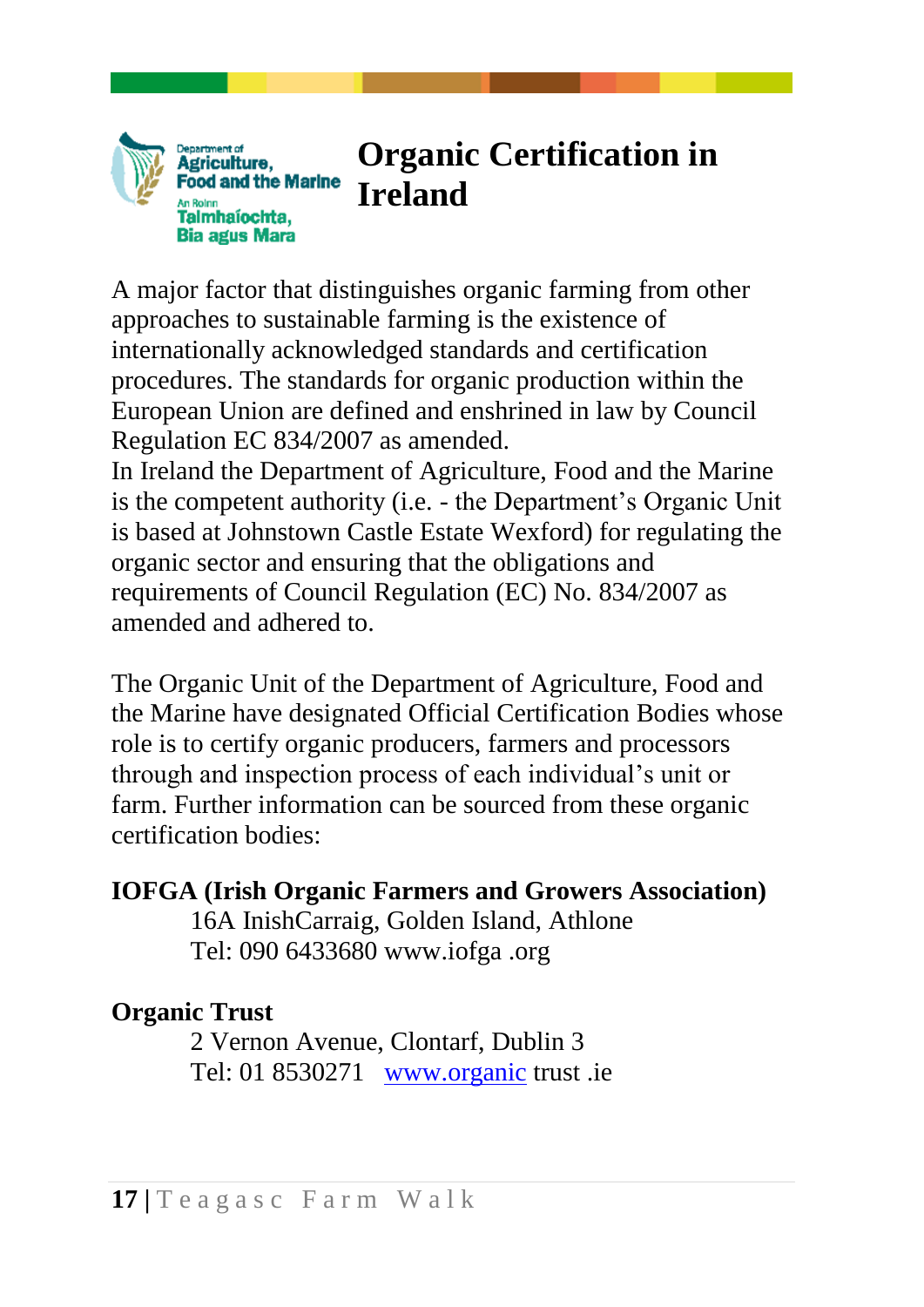# Organic Certification in Ireland

A major factor that distinguishes organic farming from other approaches to sustainable farming is the existence of internationally acknowledged standards and certification procedures. The standards for organic production within the European Union are defined and enshrined in law by Council Regulation EC 834/2007 as amended.

In Ireland the Department of Agriculture, Food and the Marine is the competent authority (i.e. - the Department's Organic Unit is based at Johnstown Castle Estate Wexford) for regulating the organic sector and ensuring that the obligations and requirements of Council Regulation (EC) No. 834/2007 as amended and adhered to.

The Organic Unit of the Department of Agriculture, Food and the Marine have designated Official Certification Bodies whose role is to certify organic producers, farmers and processors through and inspection process of each individual's unit or farm. Further information can be sourced from these organic certification bodies:

**IOFGA (Irish Organic Farmers and Growers Association)**

16A InishCarraig, Golden Island, Athlone
Tel: 090 6433680 www.iofga .org

**Organic Trust**

2 Vernon Avenue, Clontarf, Dublin 3
Tel: 01 8530271 www.organic trust .ie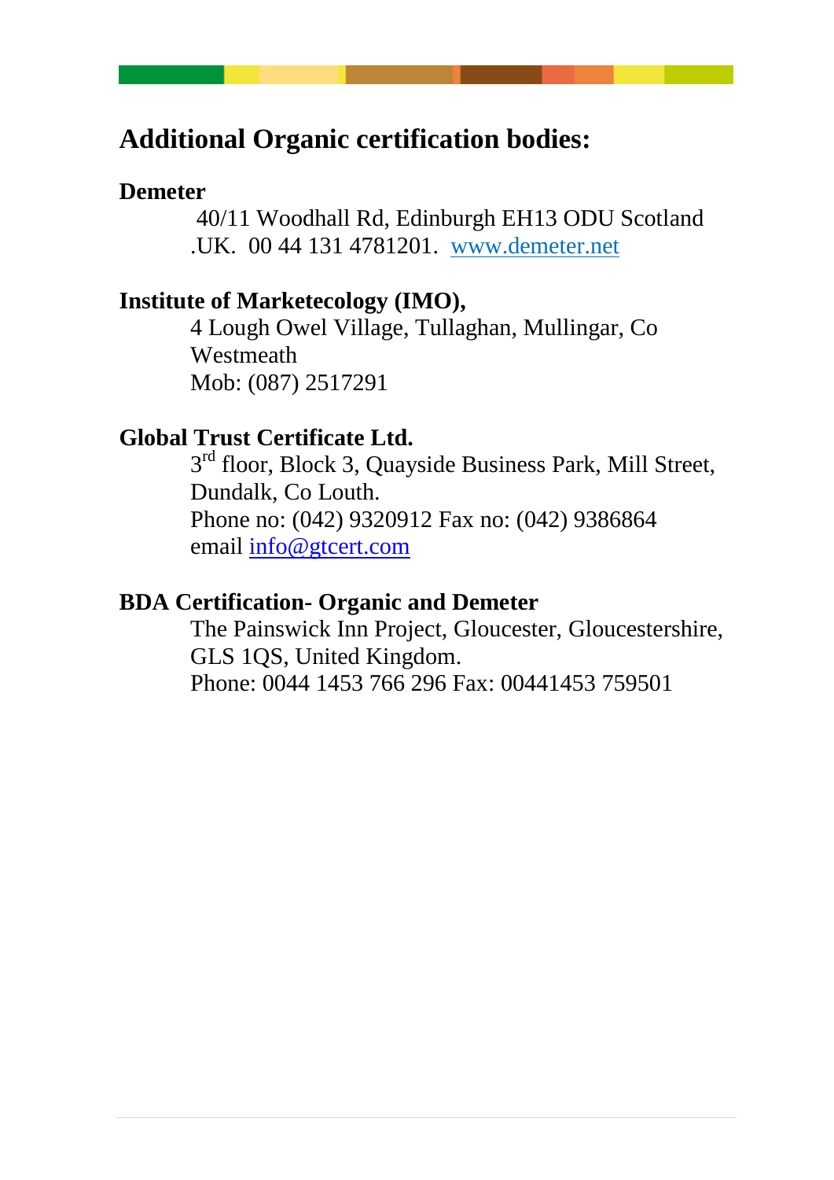## Additional Organic certification bodies:

**Demeter**

40/11 Woodhall Rd, Edinburgh EH13 ODU Scotland .UK. 00 44 131 4781201. www.demeter.net

**Institute of Marketecology (IMO),**

4 Lough Owel Village, Tullaghan, Mullingar, Co Westmeath
Mob: (087) 2517291

**Global Trust Certificate Ltd.**

3rd floor, Block 3, Quayside Business Park, Mill Street, Dundalk, Co Louth.
Phone no: (042) 9320912 Fax no: (042) 9386864
email info@gtcert.com

**BDA Certification- Organic and Demeter**

The Painswick Inn Project, Gloucester, Gloucestershire, GLS 1QS, United Kingdom.
Phone: 0044 1453 766 296 Fax: 00441453 759501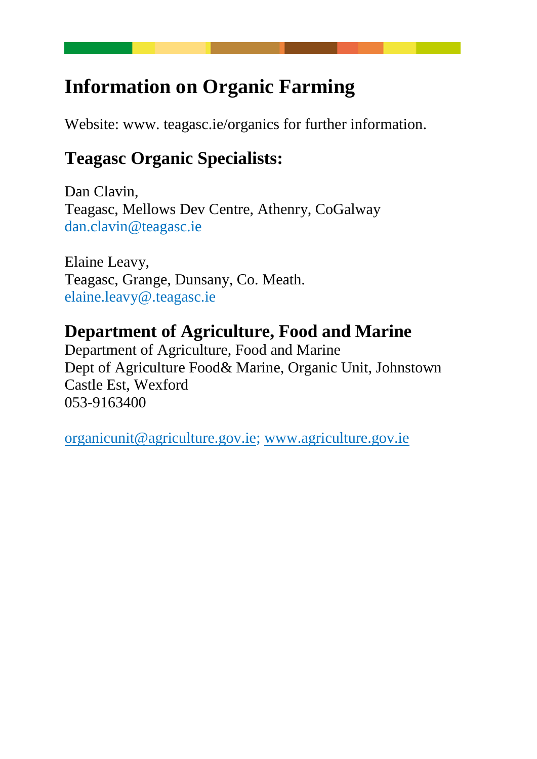# Information on Organic Farming

Website: www. teagasc.ie/organics for further information.

## Teagasc Organic Specialists:

Dan Clavin,
Teagasc, Mellows Dev Centre, Athenry, CoGalway
dan.clavin@teagasc.ie

Elaine Leavy,
Teagasc, Grange, Dunsany, Co. Meath.
elaine.leavy@.teagasc.ie

## Department of Agriculture, Food and Marine

Department of Agriculture, Food and Marine
Dept of Agriculture Food& Marine, Organic Unit, Johnstown Castle Est, Wexford
053-9163400

organicunit@agriculture.gov.ie; www.agriculture.gov.ie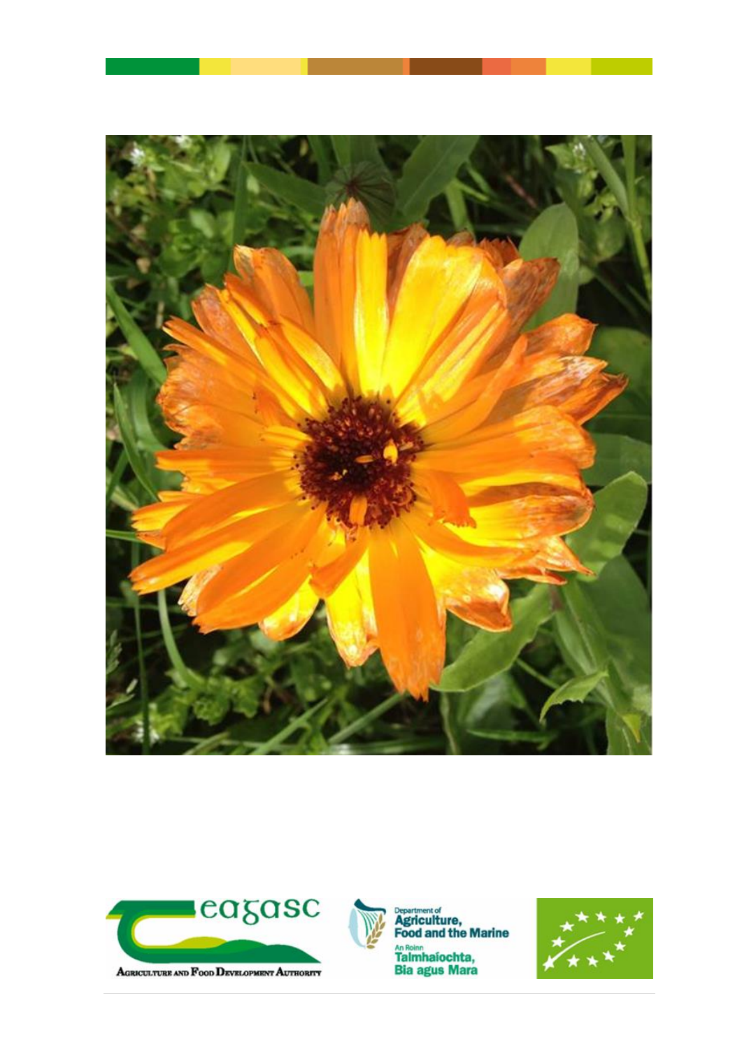Teagasc

Agriculture and Food Development Authority

Department of Agriculture, Food and the Marine

An Roinn Talmhaíochta, Bia agus Mara